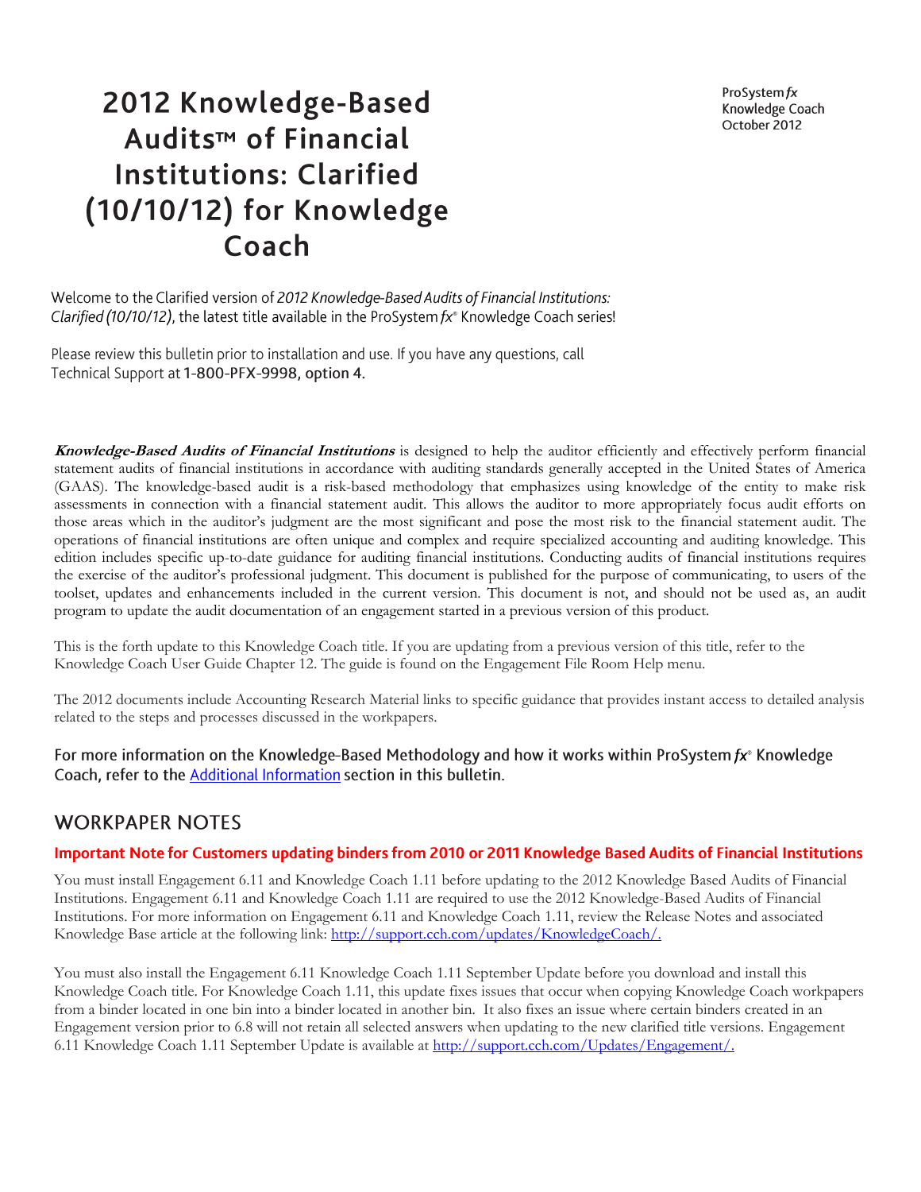# 2012 Knowledge-Based Audits™ of Financial Institutions: Clarified (10/10/12) for Knowledge Coach

ProSystem *fx*
Knowledge Coach
October 2012

Welcome to the Clarified version of *2012 Knowledge-Based Audits of Financial Institutions: Clarified (10/10/12)*, the latest title available in the ProSystem *fx*® Knowledge Coach series!

Please review this bulletin prior to installation and use. If you have any questions, call Technical Support at **1-800-PFX-9998, option 4**.

***Knowledge-Based Audits of Financial Institutions*** is designed to help the auditor efficiently and effectively perform financial statement audits of financial institutions in accordance with auditing standards generally accepted in the United States of America (GAAS). The knowledge-based audit is a risk-based methodology that emphasizes using knowledge of the entity to make risk assessments in connection with a financial statement audit. This allows the auditor to more appropriately focus audit efforts on those areas which in the auditor's judgment are the most significant and pose the most risk to the financial statement audit. The operations of financial institutions are often unique and complex and require specialized accounting and auditing knowledge. This edition includes specific up-to-date guidance for auditing financial institutions. Conducting audits of financial institutions requires the exercise of the auditor's professional judgment. This document is published for the purpose of communicating, to users of the toolset, updates and enhancements included in the current version. This document is not, and should not be used as, an audit program to update the audit documentation of an engagement started in a previous version of this product.

This is the forth update to this Knowledge Coach title. If you are updating from a previous version of this title, refer to the Knowledge Coach User Guide Chapter 12. The guide is found on the Engagement File Room Help menu.

The 2012 documents include Accounting Research Material links to specific guidance that provides instant access to detailed analysis related to the steps and processes discussed in the workpapers.

For more information on the Knowledge-Based Methodology and how it works within ProSystem *fx*® Knowledge Coach, refer to the [Additional Information] section in this bulletin.

## WORKPAPER NOTES

### Important Note for Customers updating binders from 2010 or 2011 Knowledge Based Audits of Financial Institutions

You must install Engagement 6.11 and Knowledge Coach 1.11 before updating to the 2012 Knowledge Based Audits of Financial Institutions. Engagement 6.11 and Knowledge Coach 1.11 are required to use the 2012 Knowledge-Based Audits of Financial Institutions. For more information on Engagement 6.11 and Knowledge Coach 1.11, review the Release Notes and associated Knowledge Base article at the following link: http://support.cch.com/updates/KnowledgeCoach/.

You must also install the Engagement 6.11 Knowledge Coach 1.11 September Update before you download and install this Knowledge Coach title. For Knowledge Coach 1.11, this update fixes issues that occur when copying Knowledge Coach workpapers from a binder located in one bin into a binder located in another bin. It also fixes an issue where certain binders created in an Engagement version prior to 6.8 will not retain all selected answers when updating to the new clarified title versions. Engagement 6.11 Knowledge Coach 1.11 September Update is available at http://support.cch.com/Updates/Engagement/.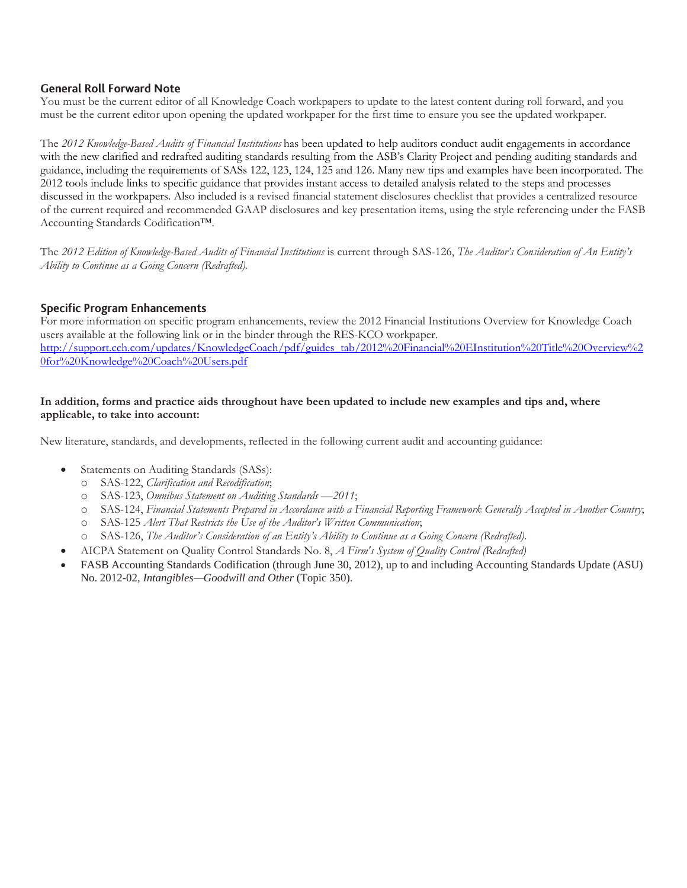## General Roll Forward Note

You must be the current editor of all Knowledge Coach workpapers to update to the latest content during roll forward, and you must be the current editor upon opening the updated workpaper for the first time to ensure you see the updated workpaper.

The *2012 Knowledge-Based Audits of Financial Institutions* has been updated to help auditors conduct audit engagements in accordance with the new clarified and redrafted auditing standards resulting from the ASB's Clarity Project and pending auditing standards and guidance, including the requirements of SASs 122, 123, 124, 125 and 126. Many new tips and examples have been incorporated. The 2012 tools include links to specific guidance that provides instant access to detailed analysis related to the steps and processes discussed in the workpapers. Also included is a revised financial statement disclosures checklist that provides a centralized resource of the current required and recommended GAAP disclosures and key presentation items, using the style referencing under the FASB Accounting Standards Codification™.

The *2012 Edition of Knowledge-Based Audits of Financial Institutions* is current through SAS-126, *The Auditor's Consideration of An Entity's Ability to Continue as a Going Concern (Redrafted).*

## Specific Program Enhancements

For more information on specific program enhancements, review the 2012 Financial Institutions Overview for Knowledge Coach users available at the following link or in the binder through the RES-KCO workpaper.
http://support.cch.com/updates/KnowledgeCoach/pdf/guides_tab/2012%20Financial%20EInstitution%20Title%20Overview%20for%20Knowledge%20Coach%20Users.pdf

**In addition, forms and practice aids throughout have been updated to include new examples and tips and, where applicable, to take into account:**

New literature, standards, and developments, reflected in the following current audit and accounting guidance:

- Statements on Auditing Standards (SASs):
  - SAS-122, *Clarification and Recodification*;
  - SAS-123, *Omnibus Statement on Auditing Standards —2011*;
  - SAS-124, *Financial Statements Prepared in Accordance with a Financial Reporting Framework Generally Accepted in Another Country*;
  - SAS-125 *Alert That Restricts the Use of the Auditor's Written Communication*;
  - SAS-126, *The Auditor's Consideration of an Entity's Ability to Continue as a Going Concern (Redrafted).*
- AICPA Statement on Quality Control Standards No. 8, *A Firm's System of Quality Control (Redrafted)*
- FASB Accounting Standards Codification (through June 30, 2012), up to and including Accounting Standards Update (ASU) No. 2012-02, *Intangibles—Goodwill and Other* (Topic 350).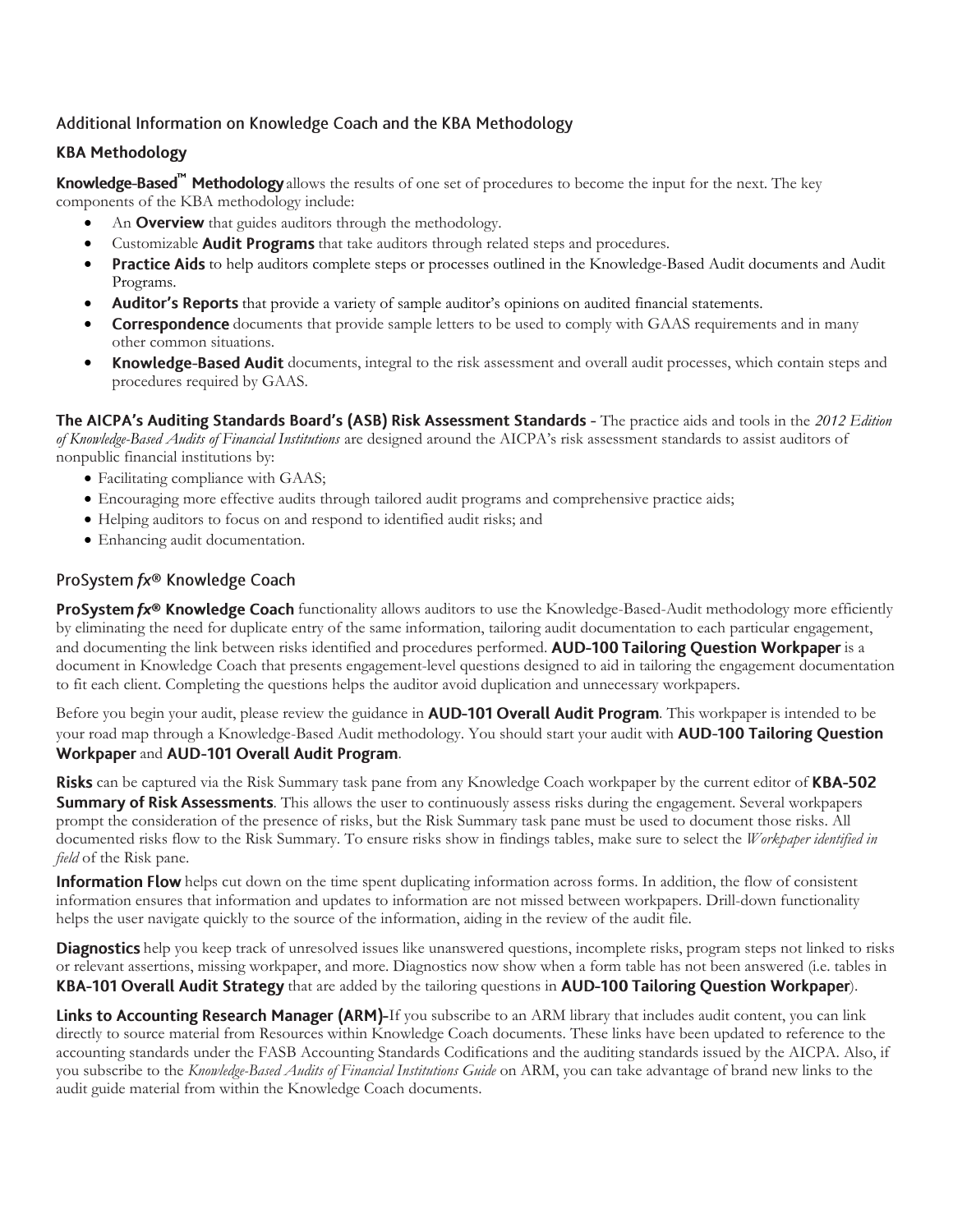## Additional Information on Knowledge Coach and the KBA Methodology

### KBA Methodology

**Knowledge-Based™ Methodology** allows the results of one set of procedures to become the input for the next. The key components of the KBA methodology include:

- An **Overview** that guides auditors through the methodology.
- Customizable **Audit Programs** that take auditors through related steps and procedures.
- **Practice Aids** to help auditors complete steps or processes outlined in the Knowledge-Based Audit documents and Audit Programs.
- **Auditor's Reports** that provide a variety of sample auditor's opinions on audited financial statements.
- **Correspondence** documents that provide sample letters to be used to comply with GAAS requirements and in many other common situations.
- **Knowledge-Based Audit** documents, integral to the risk assessment and overall audit processes, which contain steps and procedures required by GAAS.

**The AICPA's Auditing Standards Board's (ASB) Risk Assessment Standards -** The practice aids and tools in the *2012 Edition of Knowledge-Based Audits of Financial Institutions* are designed around the AICPA's risk assessment standards to assist auditors of nonpublic financial institutions by:

- Facilitating compliance with GAAS;
- Encouraging more effective audits through tailored audit programs and comprehensive practice aids;
- Helping auditors to focus on and respond to identified audit risks; and
- Enhancing audit documentation.

## ProSystem *fx*® Knowledge Coach

**ProSystem *fx*® Knowledge Coach** functionality allows auditors to use the Knowledge-Based-Audit methodology more efficiently by eliminating the need for duplicate entry of the same information, tailoring audit documentation to each particular engagement, and documenting the link between risks identified and procedures performed. **AUD-100 Tailoring Question Workpaper** is a document in Knowledge Coach that presents engagement-level questions designed to aid in tailoring the engagement documentation to fit each client. Completing the questions helps the auditor avoid duplication and unnecessary workpapers.

Before you begin your audit, please review the guidance in **AUD-101 Overall Audit Program**. This workpaper is intended to be your road map through a Knowledge-Based Audit methodology. You should start your audit with **AUD-100 Tailoring Question Workpaper** and **AUD-101 Overall Audit Program**.

**Risks** can be captured via the Risk Summary task pane from any Knowledge Coach workpaper by the current editor of **KBA-502 Summary of Risk Assessments**. This allows the user to continuously assess risks during the engagement. Several workpapers prompt the consideration of the presence of risks, but the Risk Summary task pane must be used to document those risks. All documented risks flow to the Risk Summary. To ensure risks show in findings tables, make sure to select the *Workpaper identified in field* of the Risk pane.

**Information Flow** helps cut down on the time spent duplicating information across forms. In addition, the flow of consistent information ensures that information and updates to information are not missed between workpapers. Drill-down functionality helps the user navigate quickly to the source of the information, aiding in the review of the audit file.

**Diagnostics** help you keep track of unresolved issues like unanswered questions, incomplete risks, program steps not linked to risks or relevant assertions, missing workpaper, and more. Diagnostics now show when a form table has not been answered (i.e. tables in **KBA-101 Overall Audit Strategy** that are added by the tailoring questions in **AUD-100 Tailoring Question Workpaper**).

**Links to Accounting Research Manager (ARM)-**If you subscribe to an ARM library that includes audit content, you can link directly to source material from Resources within Knowledge Coach documents. These links have been updated to reference to the accounting standards under the FASB Accounting Standards Codifications and the auditing standards issued by the AICPA. Also, if you subscribe to the *Knowledge-Based Audits of Financial Institutions Guide* on ARM, you can take advantage of brand new links to the audit guide material from within the Knowledge Coach documents.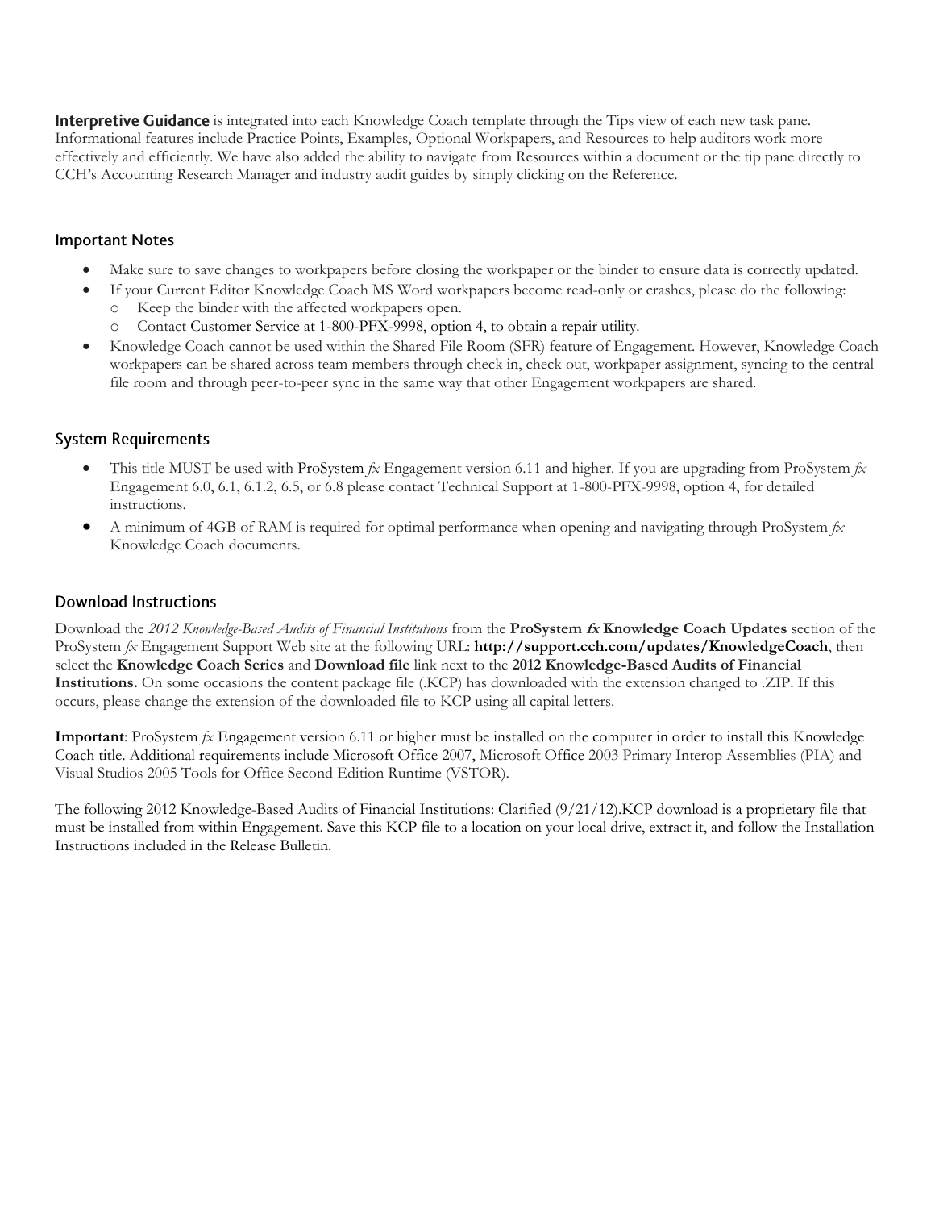**Interpretive Guidance** is integrated into each Knowledge Coach template through the Tips view of each new task pane. Informational features include Practice Points, Examples, Optional Workpapers, and Resources to help auditors work more effectively and efficiently. We have also added the ability to navigate from Resources within a document or the tip pane directly to CCH's Accounting Research Manager and industry audit guides by simply clicking on the Reference.

## Important Notes

- Make sure to save changes to workpapers before closing the workpaper or the binder to ensure data is correctly updated.
- If your Current Editor Knowledge Coach MS Word workpapers become read-only or crashes, please do the following:
  - Keep the binder with the affected workpapers open.
  - Contact Customer Service at 1-800-PFX-9998, option 4, to obtain a repair utility.
- Knowledge Coach cannot be used within the Shared File Room (SFR) feature of Engagement. However, Knowledge Coach workpapers can be shared across team members through check in, check out, workpaper assignment, syncing to the central file room and through peer-to-peer sync in the same way that other Engagement workpapers are shared.

## System Requirements

- This title MUST be used with ProSystem *fx* Engagement version 6.11 and higher. If you are upgrading from ProSystem *fx* Engagement 6.0, 6.1, 6.1.2, 6.5, or 6.8 please contact Technical Support at 1-800-PFX-9998, option 4, for detailed instructions.
- A minimum of 4GB of RAM is required for optimal performance when opening and navigating through ProSystem *fx* Knowledge Coach documents.

## Download Instructions

Download the *2012 Knowledge-Based Audits of Financial Institutions* from the **ProSystem *fx* Knowledge Coach Updates** section of the ProSystem *fx* Engagement Support Web site at the following URL: **http://support.cch.com/updates/KnowledgeCoach**, then select the **Knowledge Coach Series** and **Download file** link next to the **2012 Knowledge-Based Audits of Financial Institutions.** On some occasions the content package file (.KCP) has downloaded with the extension changed to .ZIP. If this occurs, please change the extension of the downloaded file to KCP using all capital letters.

**Important**: ProSystem *fx* Engagement version 6.11 or higher must be installed on the computer in order to install this Knowledge Coach title. Additional requirements include Microsoft Office 2007, Microsoft Office 2003 Primary Interop Assemblies (PIA) and Visual Studios 2005 Tools for Office Second Edition Runtime (VSTOR).

The following 2012 Knowledge-Based Audits of Financial Institutions: Clarified (9/21/12).KCP download is a proprietary file that must be installed from within Engagement. Save this KCP file to a location on your local drive, extract it, and follow the Installation Instructions included in the Release Bulletin.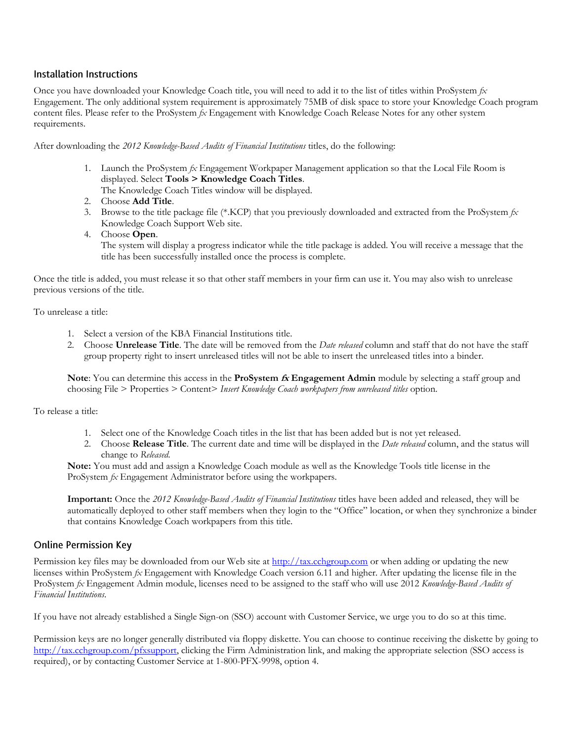## Installation Instructions

Once you have downloaded your Knowledge Coach title, you will need to add it to the list of titles within ProSystem *fx* Engagement. The only additional system requirement is approximately 75MB of disk space to store your Knowledge Coach program content files. Please refer to the ProSystem *fx* Engagement with Knowledge Coach Release Notes for any other system requirements.

After downloading the *2012 Knowledge-Based Audits of Financial Institutions* titles, do the following:

1. Launch the ProSystem *fx* Engagement Workpaper Management application so that the Local File Room is displayed. Select **Tools > Knowledge Coach Titles**.
   The Knowledge Coach Titles window will be displayed.
2. Choose **Add Title**.
3. Browse to the title package file (*.KCP) that you previously downloaded and extracted from the ProSystem *fx* Knowledge Coach Support Web site.
4. Choose **Open**.
   The system will display a progress indicator while the title package is added. You will receive a message that the title has been successfully installed once the process is complete.

Once the title is added, you must release it so that other staff members in your firm can use it. You may also wish to unrelease previous versions of the title.

To unrelease a title:

1. Select a version of the KBA Financial Institutions title.
2. Choose **Unrelease Title**. The date will be removed from the *Date released* column and staff that do not have the staff group property right to insert unreleased titles will not be able to insert the unreleased titles into a binder.

**Note**: You can determine this access in the **ProSystem *fx* Engagement Admin** module by selecting a staff group and choosing File > Properties > Content> *Insert Knowledge Coach workpapers from unreleased titles* option.

To release a title:

1. Select one of the Knowledge Coach titles in the list that has been added but is not yet released.
2. Choose **Release Title**. The current date and time will be displayed in the *Date released* column, and the status will change to *Released.*

**Note:** You must add and assign a Knowledge Coach module as well as the Knowledge Tools title license in the ProSystem *fx* Engagement Administrator before using the workpapers.

**Important:** Once the *2012 Knowledge-Based Audits of Financial Institutions* titles have been added and released, they will be automatically deployed to other staff members when they login to the "Office" location, or when they synchronize a binder that contains Knowledge Coach workpapers from this title.

## Online Permission Key

Permission key files may be downloaded from our Web site at http://tax.cchgroup.com or when adding or updating the new licenses within ProSystem *fx* Engagement with Knowledge Coach version 6.11 and higher. After updating the license file in the ProSystem *fx* Engagement Admin module, licenses need to be assigned to the staff who will use 2012 *Knowledge-Based Audits of Financial Institutions*.

If you have not already established a Single Sign-on (SSO) account with Customer Service, we urge you to do so at this time.

Permission keys are no longer generally distributed via floppy diskette. You can choose to continue receiving the diskette by going to http://tax.cchgroup.com/pfxsupport, clicking the Firm Administration link, and making the appropriate selection (SSO access is required), or by contacting Customer Service at 1-800-PFX-9998, option 4.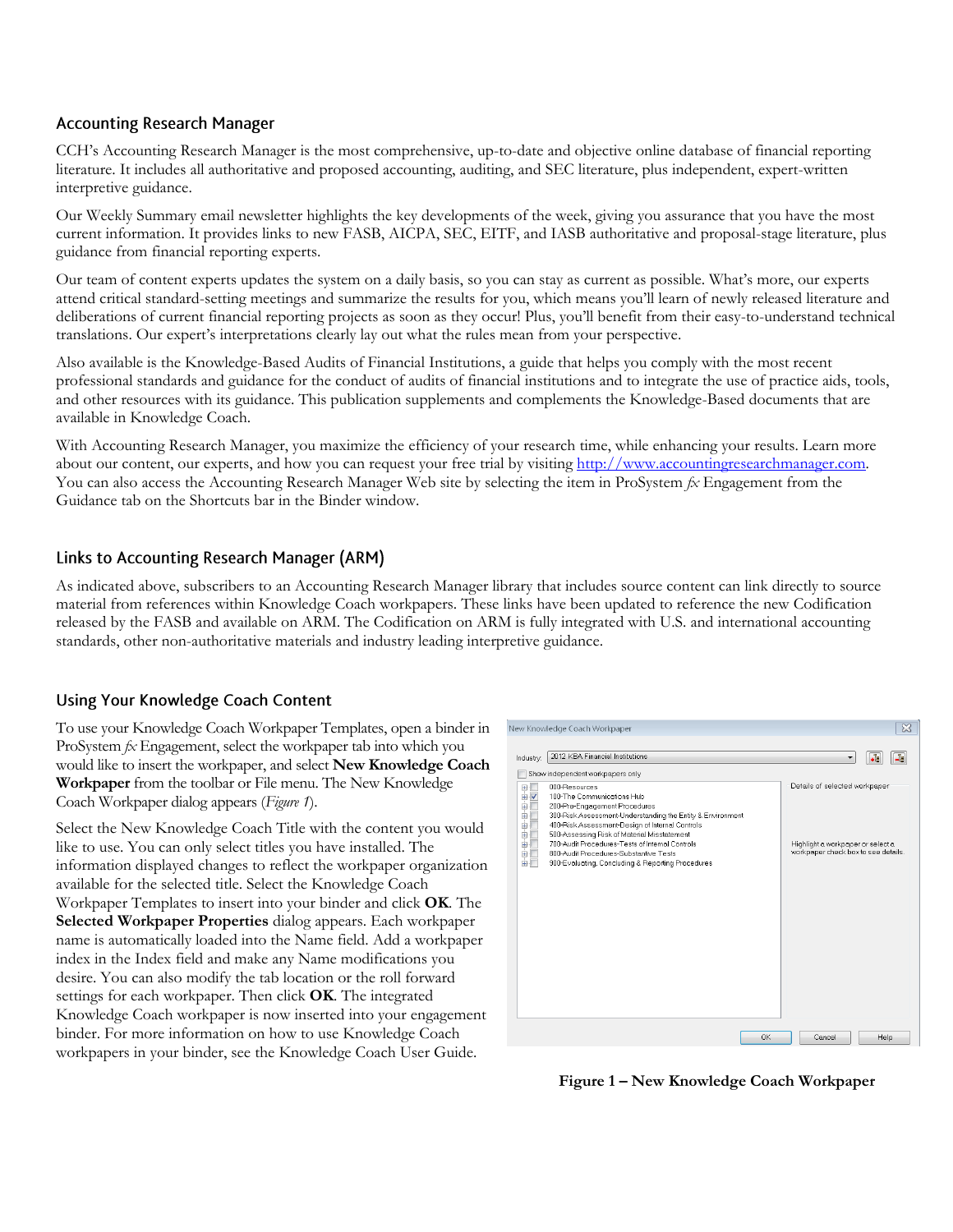## Accounting Research Manager

CCH's Accounting Research Manager is the most comprehensive, up-to-date and objective online database of financial reporting literature. It includes all authoritative and proposed accounting, auditing, and SEC literature, plus independent, expert-written interpretive guidance.

Our Weekly Summary email newsletter highlights the key developments of the week, giving you assurance that you have the most current information. It provides links to new FASB, AICPA, SEC, EITF, and IASB authoritative and proposal-stage literature, plus guidance from financial reporting experts.

Our team of content experts updates the system on a daily basis, so you can stay as current as possible. What's more, our experts attend critical standard-setting meetings and summarize the results for you, which means you'll learn of newly released literature and deliberations of current financial reporting projects as soon as they occur! Plus, you'll benefit from their easy-to-understand technical translations. Our expert's interpretations clearly lay out what the rules mean from your perspective.

Also available is the Knowledge-Based Audits of Financial Institutions, a guide that helps you comply with the most recent professional standards and guidance for the conduct of audits of financial institutions and to integrate the use of practice aids, tools, and other resources with its guidance. This publication supplements and complements the Knowledge-Based documents that are available in Knowledge Coach.

With Accounting Research Manager, you maximize the efficiency of your research time, while enhancing your results. Learn more about our content, our experts, and how you can request your free trial by visiting http://www.accountingresearchmanager.com. You can also access the Accounting Research Manager Web site by selecting the item in ProSystem *fx* Engagement from the Guidance tab on the Shortcuts bar in the Binder window.

## Links to Accounting Research Manager (ARM)

As indicated above, subscribers to an Accounting Research Manager library that includes source content can link directly to source material from references within Knowledge Coach workpapers. These links have been updated to reference the new Codification released by the FASB and available on ARM. The Codification on ARM is fully integrated with U.S. and international accounting standards, other non-authoritative materials and industry leading interpretive guidance.

## Using Your Knowledge Coach Content

To use your Knowledge Coach Workpaper Templates, open a binder in ProSystem *fx* Engagement, select the workpaper tab into which you would like to insert the workpaper, and select **New Knowledge Coach Workpaper** from the toolbar or File menu. The New Knowledge Coach Workpaper dialog appears (*Figure 1*).

Select the New Knowledge Coach Title with the content you would like to use. You can only select titles you have installed. The information displayed changes to reflect the workpaper organization available for the selected title. Select the Knowledge Coach Workpaper Templates to insert into your binder and click **OK**. The **Selected Workpaper Properties** dialog appears. Each workpaper name is automatically loaded into the Name field. Add a workpaper index in the Index field and make any Name modifications you desire. You can also modify the tab location or the roll forward settings for each workpaper. Then click **OK**. The integrated Knowledge Coach workpaper is now inserted into your engagement binder. For more information on how to use Knowledge Coach workpapers in your binder, see the Knowledge Coach User Guide.

**Figure 1 – New Knowledge Coach Workpaper**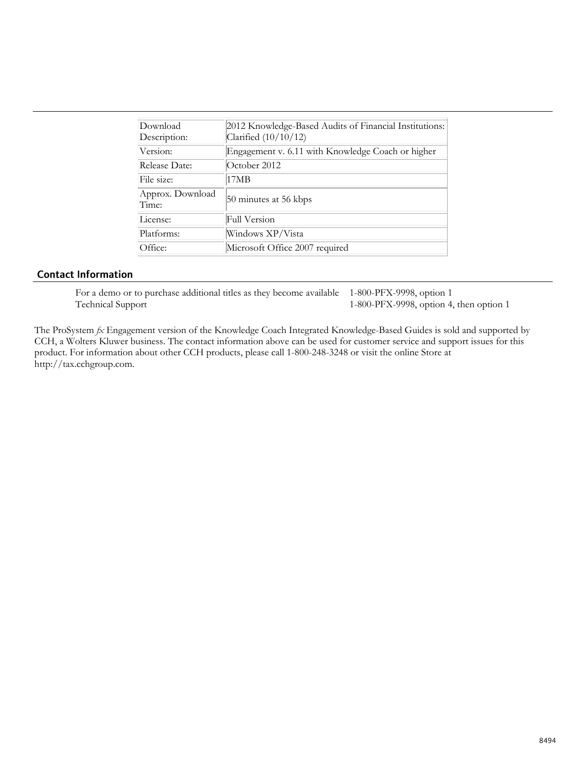| | |
|---|---|
| Download Description: | 2012 Knowledge-Based Audits of Financial Institutions: Clarified (10/10/12) |
| Version: | Engagement v. 6.11 with Knowledge Coach or higher |
| Release Date: | October 2012 |
| File size: | 17MB |
| Approx. Download Time: | 50 minutes at 56 kbps |
| License: | Full Version |
| Platforms: | Windows XP/Vista |
| Office: | Microsoft Office 2007 required |

## Contact Information

| | |
|---|---|
| For a demo or to purchase additional titles as they become available | 1-800-PFX-9998, option 1 |
| Technical Support | 1-800-PFX-9998, option 4, then option 1 |

The ProSystem *fx* Engagement version of the Knowledge Coach Integrated Knowledge-Based Guides is sold and supported by CCH, a Wolters Kluwer business. The contact information above can be used for customer service and support issues for this product. For information about other CCH products, please call 1-800-248-3248 or visit the online Store at http://tax.cchgroup.com.